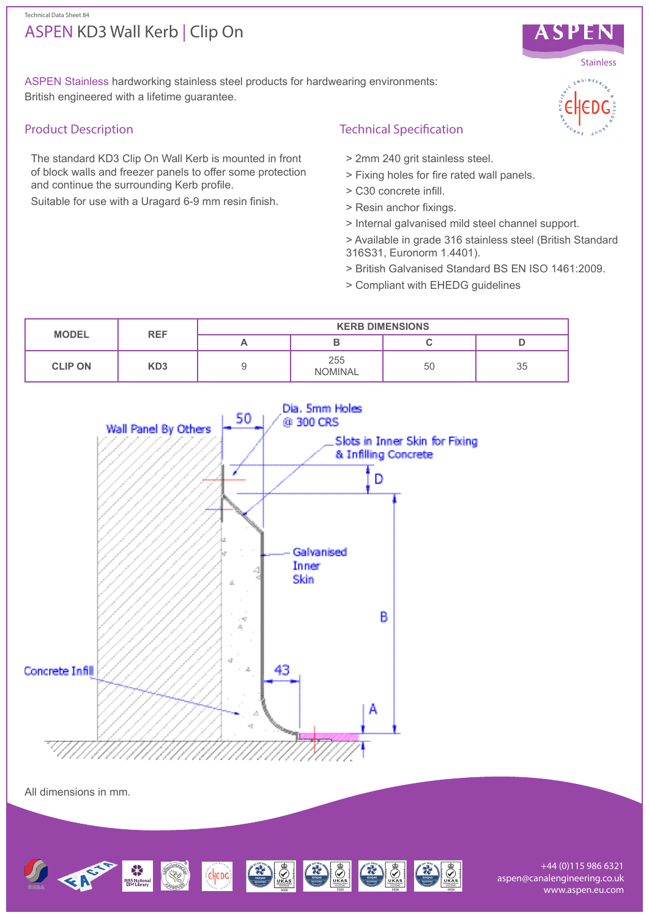Technical Data Sheet 84

# ASPEN KD3 Wall Kerb | Clip On

ASPEN Stainless hardworking stainless steel products for hardwearing environments: British engineered with a lifetime guarantee.

## Product Description

The standard KD3 Clip On Wall Kerb is mounted in front of block walls and freezer panels to offer some protection and continue the surrounding Kerb profile.

Suitable for use with a Uragard 6-9 mm resin finish.

## Technical Specification

> 2mm 240 grit stainless steel.
> Fixing holes for fire rated wall panels.
> C30 concrete infill.
> Resin anchor fixings.
> Internal galvanised mild steel channel support.
> Available in grade 316 stainless steel (British Standard 316S31, Euronorm 1.4401).
> British Galvanised Standard BS EN ISO 1461:2009.
> Compliant with EHEDG guidelines

| MODEL | REF | KERB DIMENSIONS | | | |
|---|---|---|---|---|---|
| | | A | B | C | D |
| CLIP ON | KD3 | 9 | 255 NOMINAL | 50 | 35 |

All dimensions in mm.

+44 (0)115 986 6321
aspen@canalengineering.co.uk
www.aspen.eu.com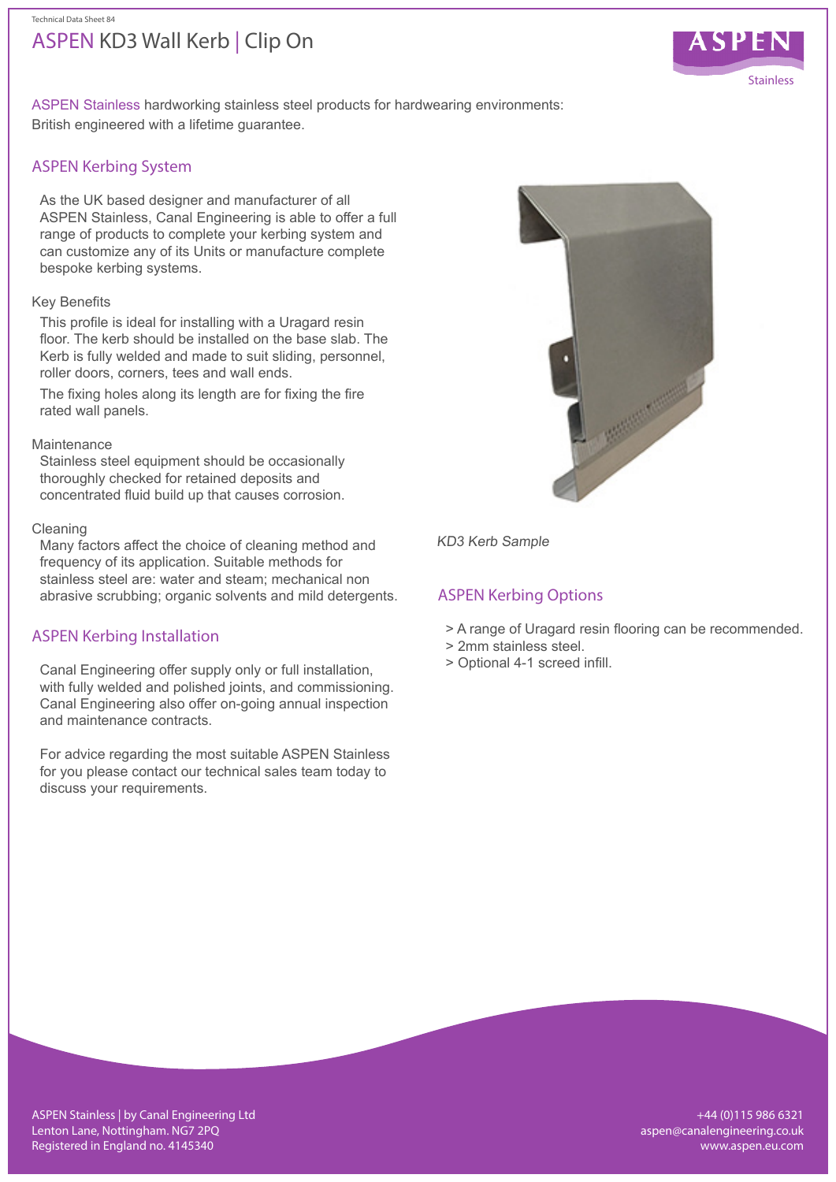Technical Data Sheet 84

# ASPEN KD3 Wall Kerb | Clip On

ASPEN Stainless hardworking stainless steel products for hardwearing environments: British engineered with a lifetime guarantee.

## ASPEN Kerbing System

As the UK based designer and manufacturer of all ASPEN Stainless, Canal Engineering is able to offer a full range of products to complete your kerbing system and can customize any of its Units or manufacture complete bespoke kerbing systems.

### Key Benefits

This profile is ideal for installing with a Uragard resin floor. The kerb should be installed on the base slab. The Kerb is fully welded and made to suit sliding, personnel, roller doors, corners, tees and wall ends.

The fixing holes along its length are for fixing the fire rated wall panels.

### Maintenance

Stainless steel equipment should be occasionally thoroughly checked for retained deposits and concentrated fluid build up that causes corrosion.

### Cleaning

Many factors affect the choice of cleaning method and frequency of its application. Suitable methods for stainless steel are: water and steam; mechanical non abrasive scrubbing; organic solvents and mild detergents.

## ASPEN Kerbing Installation

Canal Engineering offer supply only or full installation, with fully welded and polished joints, and commissioning. Canal Engineering also offer on-going annual inspection and maintenance contracts.

For advice regarding the most suitable ASPEN Stainless for you please contact our technical sales team today to discuss your requirements.

*KD3 Kerb Sample*

## ASPEN Kerbing Options

> A range of Uragard resin flooring can be recommended.
> 2mm stainless steel.
> Optional 4-1 screed infill.

ASPEN Stainless | by Canal Engineering Ltd
Lenton Lane, Nottingham. NG7 2PQ
Registered in England no. 4145340

+44 (0)115 986 6321
aspen@canalengineering.co.uk
www.aspen.eu.com